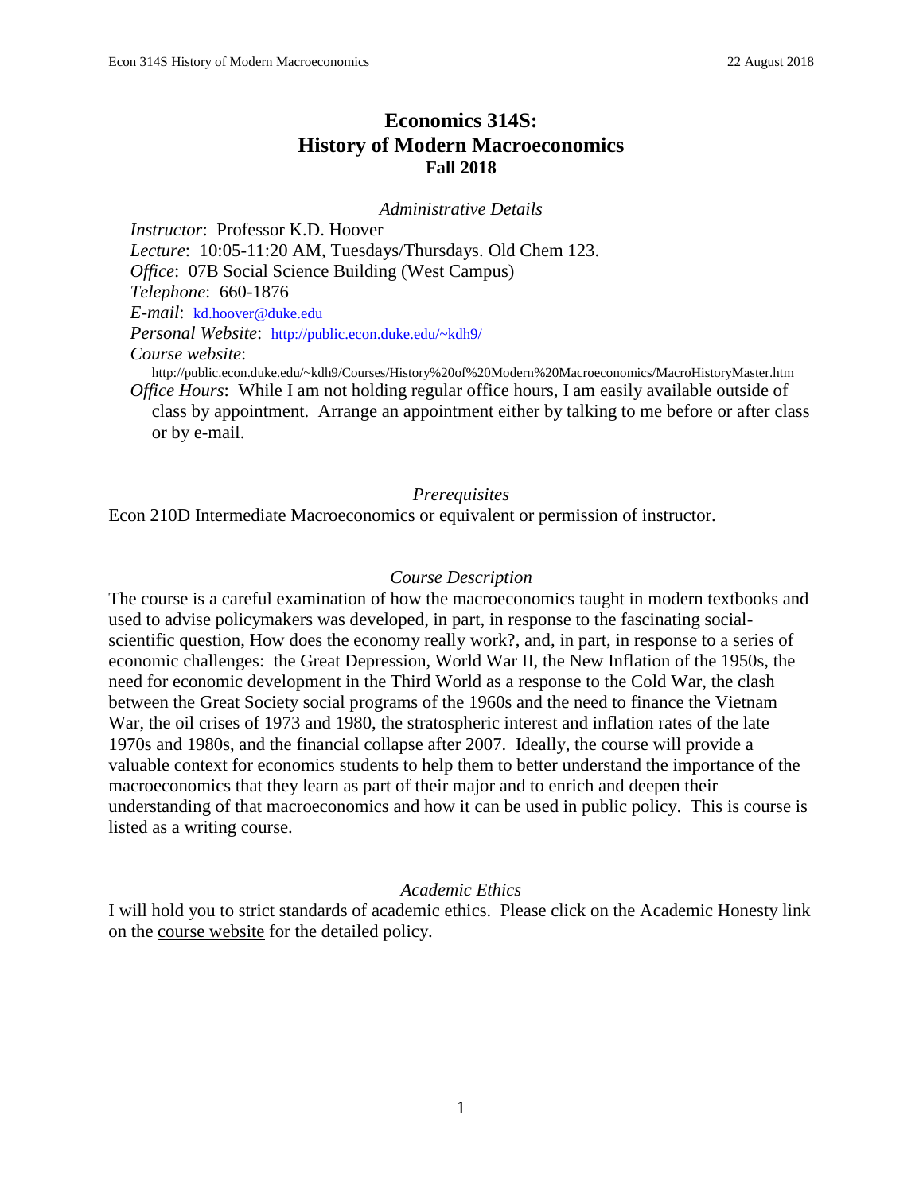# Economics 314S:
# History of Modern Macroeconomics
## Fall 2018

### *Administrative Details*

*Instructor*: Professor K.D. Hoover
*Lecture*: 10:05-11:20 AM, Tuesdays/Thursdays. Old Chem 123.
*Office*: 07B Social Science Building (West Campus)
*Telephone*: 660-1876
*E-mail*: kd.hoover@duke.edu
*Personal Website*: http://public.econ.duke.edu/~kdh9/
*Course website*:
http://public.econ.duke.edu/~kdh9/Courses/History%20of%20Modern%20Macroeconomics/MacroHistoryMaster.htm
*Office Hours*: While I am not holding regular office hours, I am easily available outside of class by appointment. Arrange an appointment either by talking to me before or after class or by e-mail.

### *Prerequisites*

Econ 210D Intermediate Macroeconomics or equivalent or permission of instructor.

### *Course Description*

The course is a careful examination of how the macroeconomics taught in modern textbooks and used to advise policymakers was developed, in part, in response to the fascinating social-scientific question, How does the economy really work?, and, in part, in response to a series of economic challenges: the Great Depression, World War II, the New Inflation of the 1950s, the need for economic development in the Third World as a response to the Cold War, the clash between the Great Society social programs of the 1960s and the need to finance the Vietnam War, the oil crises of 1973 and 1980, the stratospheric interest and inflation rates of the late 1970s and 1980s, and the financial collapse after 2007. Ideally, the course will provide a valuable context for economics students to help them to better understand the importance of the macroeconomics that they learn as part of their major and to enrich and deepen their understanding of that macroeconomics and how it can be used in public policy. This is course is listed as a writing course.

### *Academic Ethics*

I will hold you to strict standards of academic ethics. Please click on the Academic Honesty link on the course website for the detailed policy.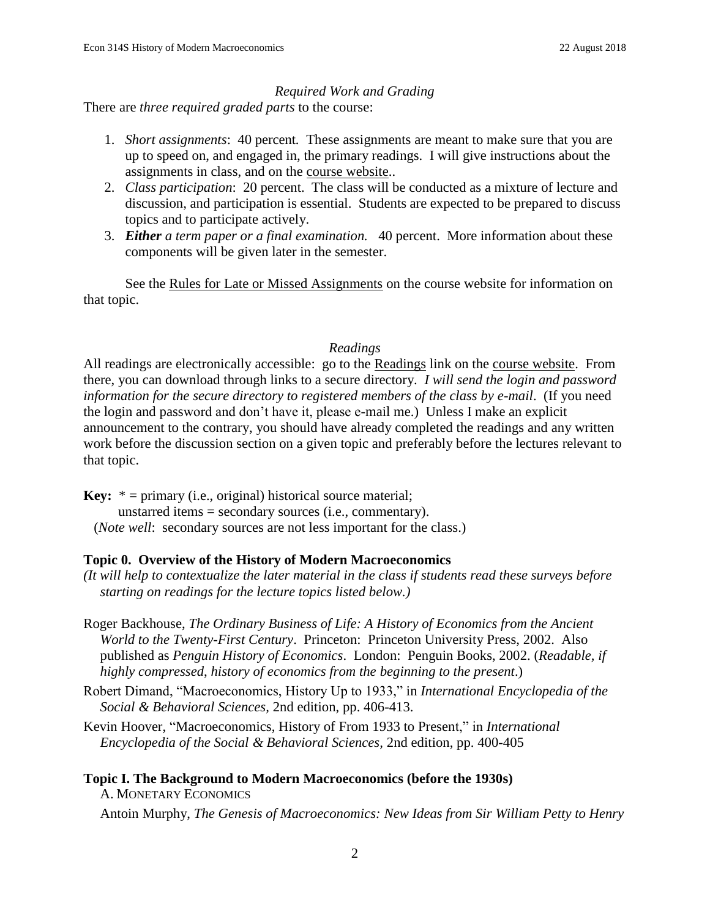*Required Work and Grading*

There are *three required graded parts* to the course:

1. *Short assignments*: 40 percent. These assignments are meant to make sure that you are up to speed on, and engaged in, the primary readings. I will give instructions about the assignments in class, and on the course website..
2. *Class participation*: 20 percent. The class will be conducted as a mixture of lecture and discussion, and participation is essential. Students are expected to be prepared to discuss topics and to participate actively.
3. ***Either** a term paper or a final examination.* 40 percent. More information about these components will be given later in the semester.

See the Rules for Late or Missed Assignments on the course website for information on that topic.

*Readings*

All readings are electronically accessible: go to the Readings link on the course website. From there, you can download through links to a secure directory. *I will send the login and password information for the secure directory to registered members of the class by e-mail*. (If you need the login and password and don't have it, please e-mail me.) Unless I make an explicit announcement to the contrary, you should have already completed the readings and any written work before the discussion section on a given topic and preferably before the lectures relevant to that topic.

**Key:** * = primary (i.e., original) historical source material;
unstarred items = secondary sources (i.e., commentary).
(*Note well*: secondary sources are not less important for the class.)

**Topic 0. Overview of the History of Modern Macroeconomics**

*(It will help to contextualize the later material in the class if students read these surveys before starting on readings for the lecture topics listed below.)*

Roger Backhouse, *The Ordinary Business of Life: A History of Economics from the Ancient World to the Twenty-First Century*. Princeton: Princeton University Press, 2002. Also published as *Penguin History of Economics*. London: Penguin Books, 2002. (*Readable, if highly compressed, history of economics from the beginning to the present*.)

Robert Dimand, "Macroeconomics, History Up to 1933," in *International Encyclopedia of the Social & Behavioral Sciences,* 2nd edition, pp. 406-413.

Kevin Hoover, "Macroeconomics, History of From 1933 to Present," in *International Encyclopedia of the Social & Behavioral Sciences,* 2nd edition, pp. 400-405

**Topic I. The Background to Modern Macroeconomics (before the 1930s)**

A. MONETARY ECONOMICS

Antoin Murphy, *The Genesis of Macroeconomics: New Ideas from Sir William Petty to Henry*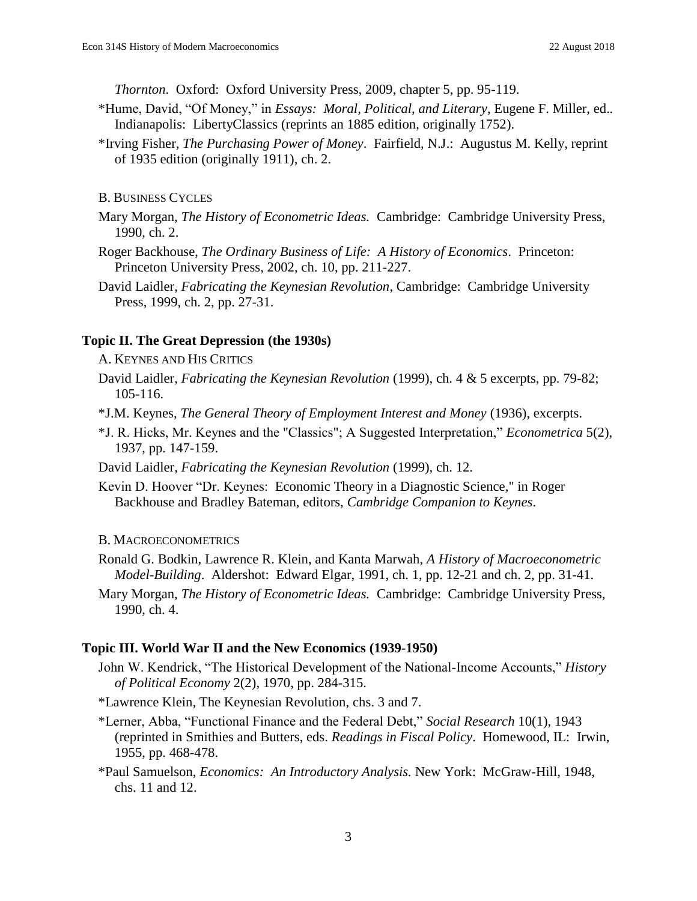*Thornton*. Oxford: Oxford University Press, 2009, chapter 5, pp. 95-119.

*Hume, David, "Of Money," in *Essays: Moral, Political, and Literary*, Eugene F. Miller, ed.. Indianapolis: LibertyClassics (reprints an 1885 edition, originally 1752).

*Irving Fisher, *The Purchasing Power of Money*. Fairfield, N.J.: Augustus M. Kelly, reprint of 1935 edition (originally 1911), ch. 2.

B. BUSINESS CYCLES

Mary Morgan, *The History of Econometric Ideas.* Cambridge: Cambridge University Press, 1990, ch. 2.

Roger Backhouse, *The Ordinary Business of Life: A History of Economics*. Princeton: Princeton University Press, 2002, ch. 10, pp. 211-227.

David Laidler, *Fabricating the Keynesian Revolution*, Cambridge: Cambridge University Press, 1999, ch. 2, pp. 27-31.

### Topic II. The Great Depression (the 1930s)

A. KEYNES AND HIS CRITICS

David Laidler, *Fabricating the Keynesian Revolution* (1999), ch. 4 & 5 excerpts, pp. 79-82; 105-116.

*J.M. Keynes, *The General Theory of Employment Interest and Money* (1936), excerpts.

*J. R. Hicks, Mr. Keynes and the "Classics"; A Suggested Interpretation," *Econometrica* 5(2), 1937, pp. 147-159.

David Laidler, *Fabricating the Keynesian Revolution* (1999), ch. 12.

Kevin D. Hoover "Dr. Keynes: Economic Theory in a Diagnostic Science," in Roger Backhouse and Bradley Bateman, editors, *Cambridge Companion to Keynes*.

B. MACROECONOMETRICS

Ronald G. Bodkin, Lawrence R. Klein, and Kanta Marwah, *A History of Macroeconometric Model-Building*. Aldershot: Edward Elgar, 1991, ch. 1, pp. 12-21 and ch. 2, pp. 31-41.

Mary Morgan, *The History of Econometric Ideas.* Cambridge: Cambridge University Press, 1990, ch. 4.

### Topic III. World War II and the New Economics (1939-1950)

John W. Kendrick, "The Historical Development of the National-Income Accounts," *History of Political Economy* 2(2), 1970, pp. 284-315.

*Lawrence Klein, The Keynesian Revolution, chs. 3 and 7.

*Lerner, Abba, "Functional Finance and the Federal Debt," *Social Research* 10(1), 1943 (reprinted in Smithies and Butters, eds. *Readings in Fiscal Policy*. Homewood, IL: Irwin, 1955, pp. 468-478.

*Paul Samuelson, *Economics: An Introductory Analysis.* New York: McGraw-Hill, 1948, chs. 11 and 12.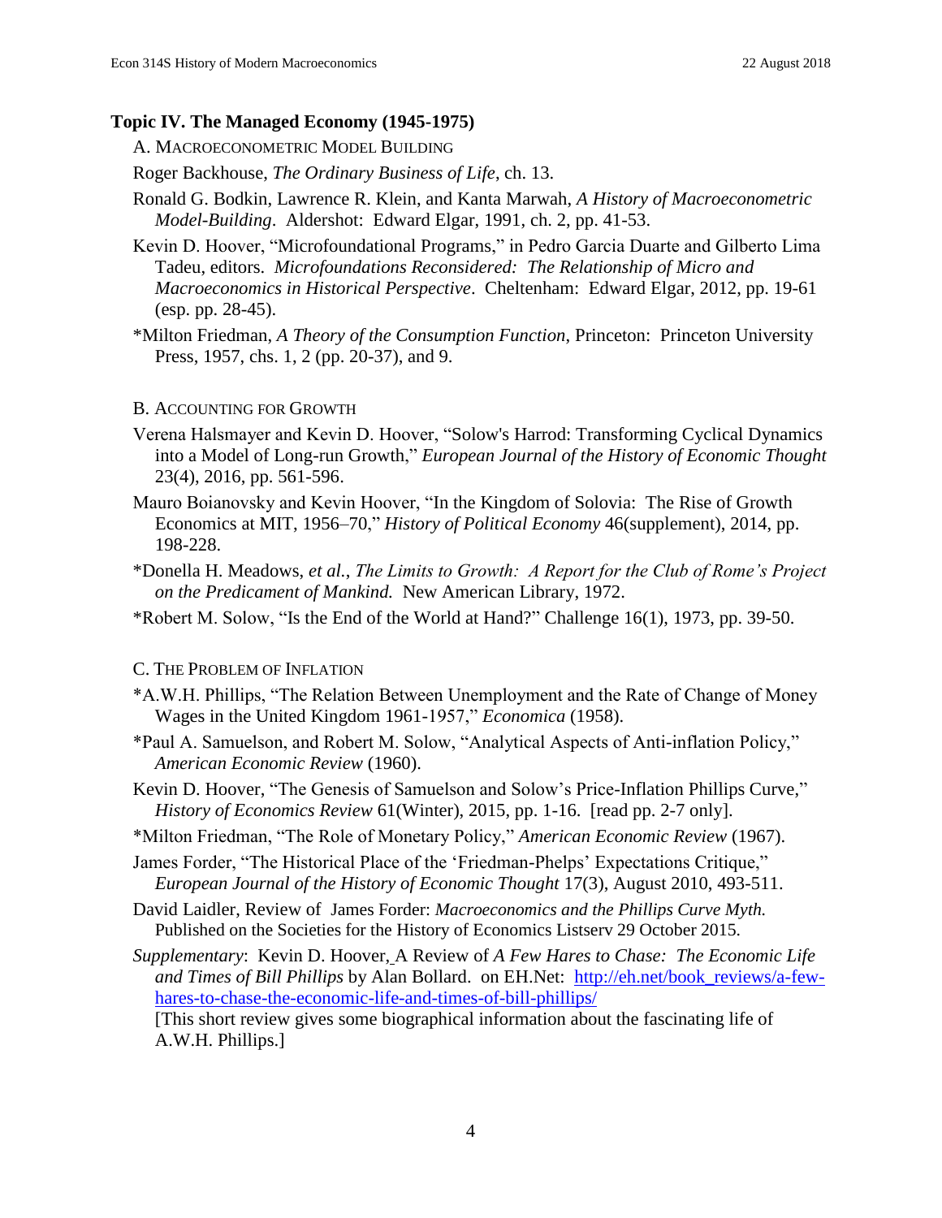## Topic IV. The Managed Economy (1945-1975)

### A. Macroeconometric Model Building

Roger Backhouse, *The Ordinary Business of Life*, ch. 13.

Ronald G. Bodkin, Lawrence R. Klein, and Kanta Marwah, *A History of Macroeconometric Model-Building*. Aldershot: Edward Elgar, 1991, ch. 2, pp. 41-53.

Kevin D. Hoover, "Microfoundational Programs," in Pedro Garcia Duarte and Gilberto Lima Tadeu, editors. *Microfoundations Reconsidered: The Relationship of Micro and Macroeconomics in Historical Perspective*. Cheltenham: Edward Elgar, 2012, pp. 19-61 (esp. pp. 28-45).

*Milton Friedman, *A Theory of the Consumption Function*, Princeton: Princeton University Press, 1957, chs. 1, 2 (pp. 20-37), and 9.

### B. Accounting for Growth

Verena Halsmayer and Kevin D. Hoover, "Solow's Harrod: Transforming Cyclical Dynamics into a Model of Long-run Growth," *European Journal of the History of Economic Thought* 23(4), 2016, pp. 561-596.

Mauro Boianovsky and Kevin Hoover, "In the Kingdom of Solovia: The Rise of Growth Economics at MIT, 1956–70," *History of Political Economy* 46(supplement), 2014, pp. 198-228.

*Donella H. Meadows, *et al.*, *The Limits to Growth: A Report for the Club of Rome's Project on the Predicament of Mankind.* New American Library, 1972.

*Robert M. Solow, "Is the End of the World at Hand?" Challenge 16(1), 1973, pp. 39-50.

### C. The Problem of Inflation

*A.W.H. Phillips, "The Relation Between Unemployment and the Rate of Change of Money Wages in the United Kingdom 1961-1957," *Economica* (1958).

*Paul A. Samuelson, and Robert M. Solow, "Analytical Aspects of Anti-inflation Policy," *American Economic Review* (1960).

Kevin D. Hoover, "The Genesis of Samuelson and Solow's Price-Inflation Phillips Curve," *History of Economics Review* 61(Winter), 2015, pp. 1-16. [read pp. 2-7 only].

*Milton Friedman, "The Role of Monetary Policy," *American Economic Review* (1967).

James Forder, "The Historical Place of the 'Friedman-Phelps' Expectations Critique," *European Journal of the History of Economic Thought* 17(3), August 2010, 493-511.

David Laidler, Review of James Forder: *Macroeconomics and the Phillips Curve Myth.* Published on the Societies for the History of Economics Listserv 29 October 2015.

*Supplementary*: Kevin D. Hoover, A Review of *A Few Hares to Chase: The Economic Life and Times of Bill Phillips* by Alan Bollard. on EH.Net: [http://eh.net/book_reviews/a-few-hares-to-chase-the-economic-life-and-times-of-bill-phillips/](http://eh.net/book_reviews/a-few-hares-to-chase-the-economic-life-and-times-of-bill-phillips/)
[This short review gives some biographical information about the fascinating life of A.W.H. Phillips.]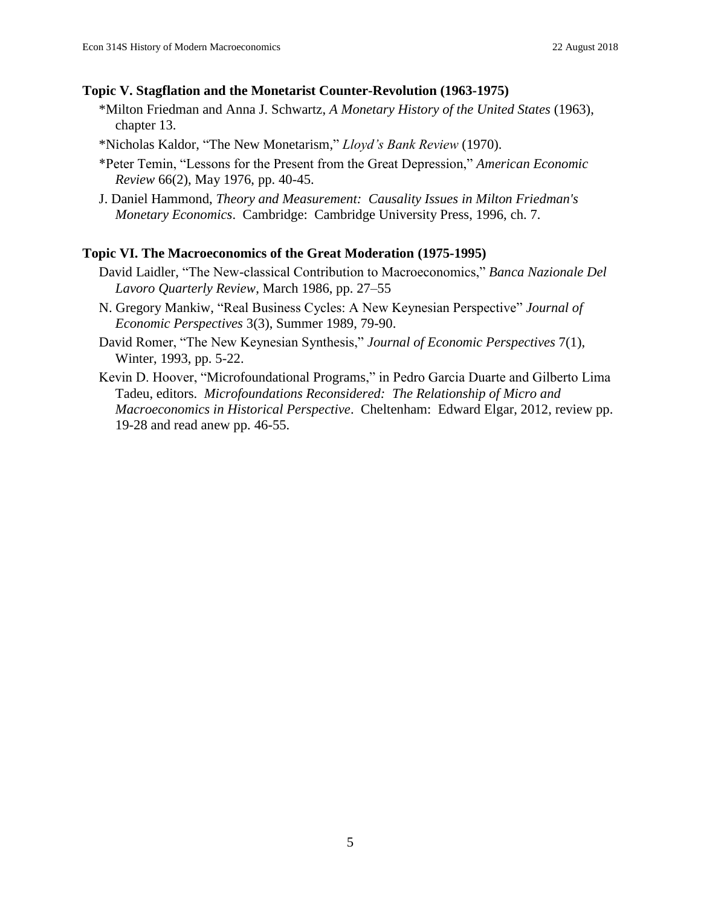### Topic V. Stagflation and the Monetarist Counter-Revolution (1963-1975)

*Milton Friedman and Anna J. Schwartz, *A Monetary History of the United States* (1963), chapter 13.

*Nicholas Kaldor, "The New Monetarism," *Lloyd's Bank Review* (1970).

*Peter Temin, "Lessons for the Present from the Great Depression," *American Economic Review* 66(2), May 1976, pp. 40-45.

J. Daniel Hammond, *Theory and Measurement: Causality Issues in Milton Friedman's Monetary Economics*. Cambridge: Cambridge University Press, 1996, ch. 7.

### Topic VI. The Macroeconomics of the Great Moderation (1975-1995)

David Laidler, "The New-classical Contribution to Macroeconomics," *Banca Nazionale Del Lavoro Quarterly Review*, March 1986, pp. 27–55

N. Gregory Mankiw, "Real Business Cycles: A New Keynesian Perspective" *Journal of Economic Perspectives* 3(3), Summer 1989, 79-90.

David Romer, "The New Keynesian Synthesis," *Journal of Economic Perspectives* 7(1), Winter, 1993, pp. 5-22.

Kevin D. Hoover, "Microfoundational Programs," in Pedro Garcia Duarte and Gilberto Lima Tadeu, editors. *Microfoundations Reconsidered: The Relationship of Micro and Macroeconomics in Historical Perspective*. Cheltenham: Edward Elgar, 2012, review pp. 19-28 and read anew pp. 46-55.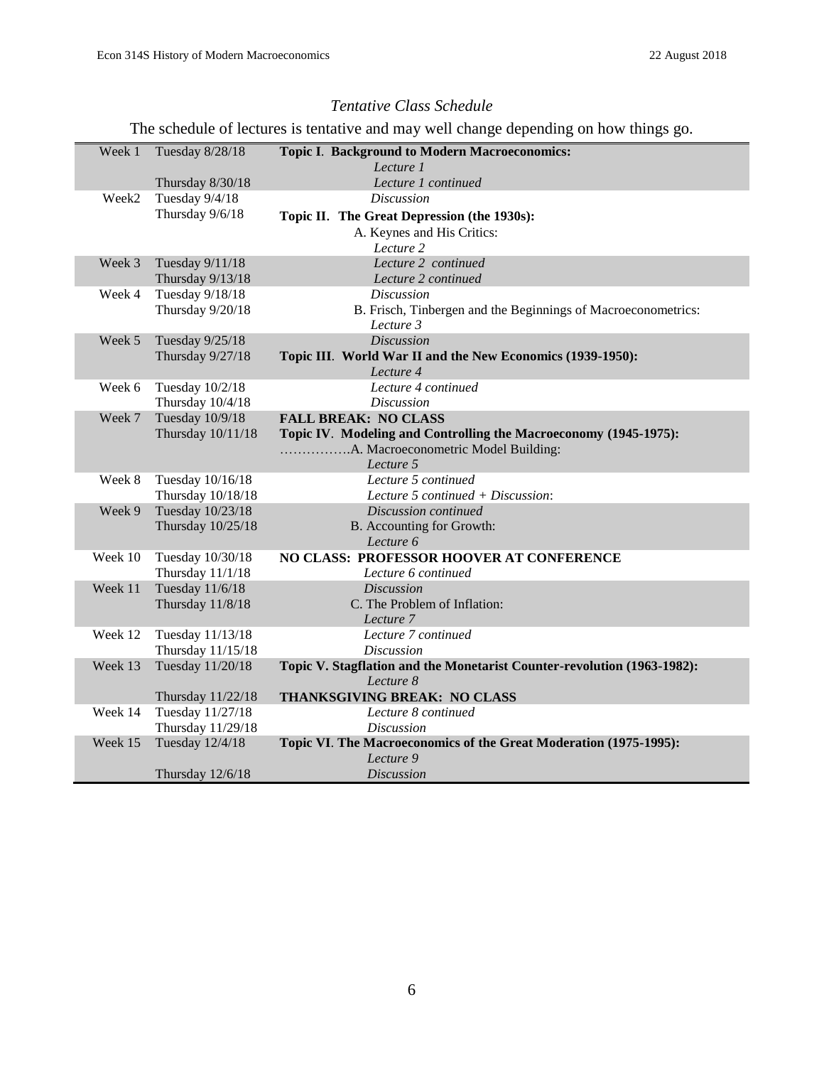*Tentative Class Schedule*

The schedule of lectures is tentative and may well change depending on how things go.

| | | |
|---|---|---|
| Week 1 | Tuesday 8/28/18 | **Topic I. Background to Modern Macroeconomics:** *Lecture 1* |
| | Thursday 8/30/18 | *Lecture 1 continued* |
| Week2 | Tuesday 9/4/18 | *Discussion* |
| | Thursday 9/6/18 | **Topic II. The Great Depression (the 1930s):** A. Keynes and His Critics: *Lecture 2* |
| Week 3 | Tuesday 9/11/18 | *Lecture 2 continued* |
| | Thursday 9/13/18 | *Lecture 2 continued* |
| Week 4 | Tuesday 9/18/18 | *Discussion* |
| | Thursday 9/20/18 | B. Frisch, Tinbergen and the Beginnings of Macroeconometrics: *Lecture 3* |
| Week 5 | Tuesday 9/25/18 | *Discussion* |
| | Thursday 9/27/18 | **Topic III. World War II and the New Economics (1939-1950):** *Lecture 4* |
| Week 6 | Tuesday 10/2/18 | *Lecture 4 continued* |
| | Thursday 10/4/18 | *Discussion* |
| Week 7 | Tuesday 10/9/18 | **FALL BREAK: NO CLASS** |
| | Thursday 10/11/18 | **Topic IV. Modeling and Controlling the Macroeconomy (1945-1975):** …………….A. Macroeconometric Model Building: *Lecture 5* |
| Week 8 | Tuesday 10/16/18 | *Lecture 5 continued* |
| | Thursday 10/18/18 | *Lecture 5 continued + Discussion*: |
| Week 9 | Tuesday 10/23/18 | *Discussion continued* |
| | Thursday 10/25/18 | B. Accounting for Growth: *Lecture 6* |
| Week 10 | Tuesday 10/30/18 | **NO CLASS: PROFESSOR HOOVER AT CONFERENCE** |
| | Thursday 11/1/18 | *Lecture 6 continued* |
| Week 11 | Tuesday 11/6/18 | *Discussion* |
| | Thursday 11/8/18 | C. The Problem of Inflation: *Lecture 7* |
| Week 12 | Tuesday 11/13/18 | *Lecture 7 continued* |
| | Thursday 11/15/18 | *Discussion* |
| Week 13 | Tuesday 11/20/18 | **Topic V. Stagflation and the Monetarist Counter-revolution (1963-1982):** *Lecture 8* |
| | Thursday 11/22/18 | **THANKSGIVING BREAK: NO CLASS** |
| Week 14 | Tuesday 11/27/18 | *Lecture 8 continued* |
| | Thursday 11/29/18 | *Discussion* |
| Week 15 | Tuesday 12/4/18 | **Topic VI. The Macroeconomics of the Great Moderation (1975-1995):** *Lecture 9* |
| | Thursday 12/6/18 | *Discussion* |